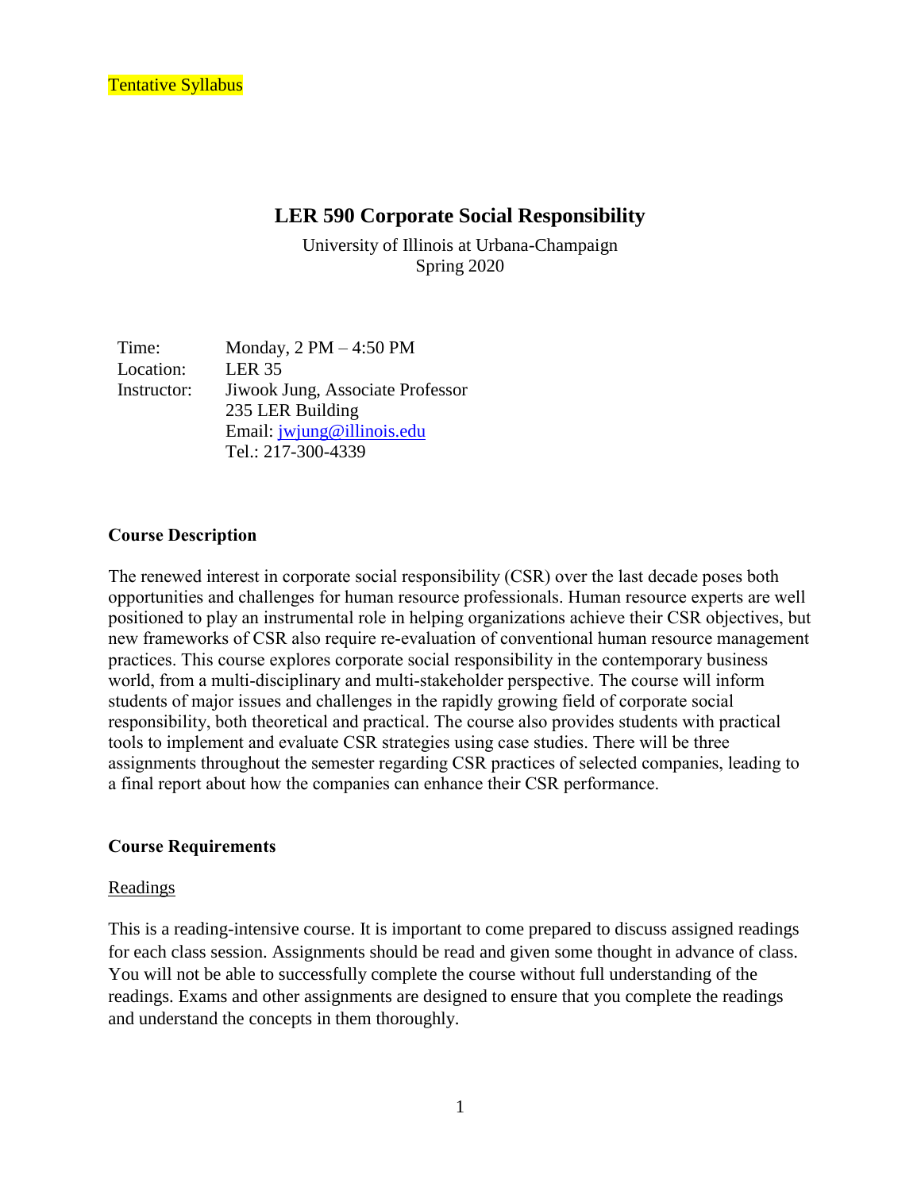Tentative Syllabus

# LER 590 Corporate Social Responsibility

University of Illinois at Urbana-Champaign
Spring 2020

| | |
|---|---|
| Time: | Monday, 2 PM – 4:50 PM |
| Location: | LER 35 |
| Instructor: | Jiwook Jung, Associate Professor |
| | 235 LER Building |
| | Email: jwjung@illinois.edu |
| | Tel.: 217-300-4339 |

## Course Description

The renewed interest in corporate social responsibility (CSR) over the last decade poses both opportunities and challenges for human resource professionals. Human resource experts are well positioned to play an instrumental role in helping organizations achieve their CSR objectives, but new frameworks of CSR also require re-evaluation of conventional human resource management practices. This course explores corporate social responsibility in the contemporary business world, from a multi-disciplinary and multi-stakeholder perspective. The course will inform students of major issues and challenges in the rapidly growing field of corporate social responsibility, both theoretical and practical. The course also provides students with practical tools to implement and evaluate CSR strategies using case studies. There will be three assignments throughout the semester regarding CSR practices of selected companies, leading to a final report about how the companies can enhance their CSR performance.

## Course Requirements

### Readings

This is a reading-intensive course. It is important to come prepared to discuss assigned readings for each class session. Assignments should be read and given some thought in advance of class. You will not be able to successfully complete the course without full understanding of the readings. Exams and other assignments are designed to ensure that you complete the readings and understand the concepts in them thoroughly.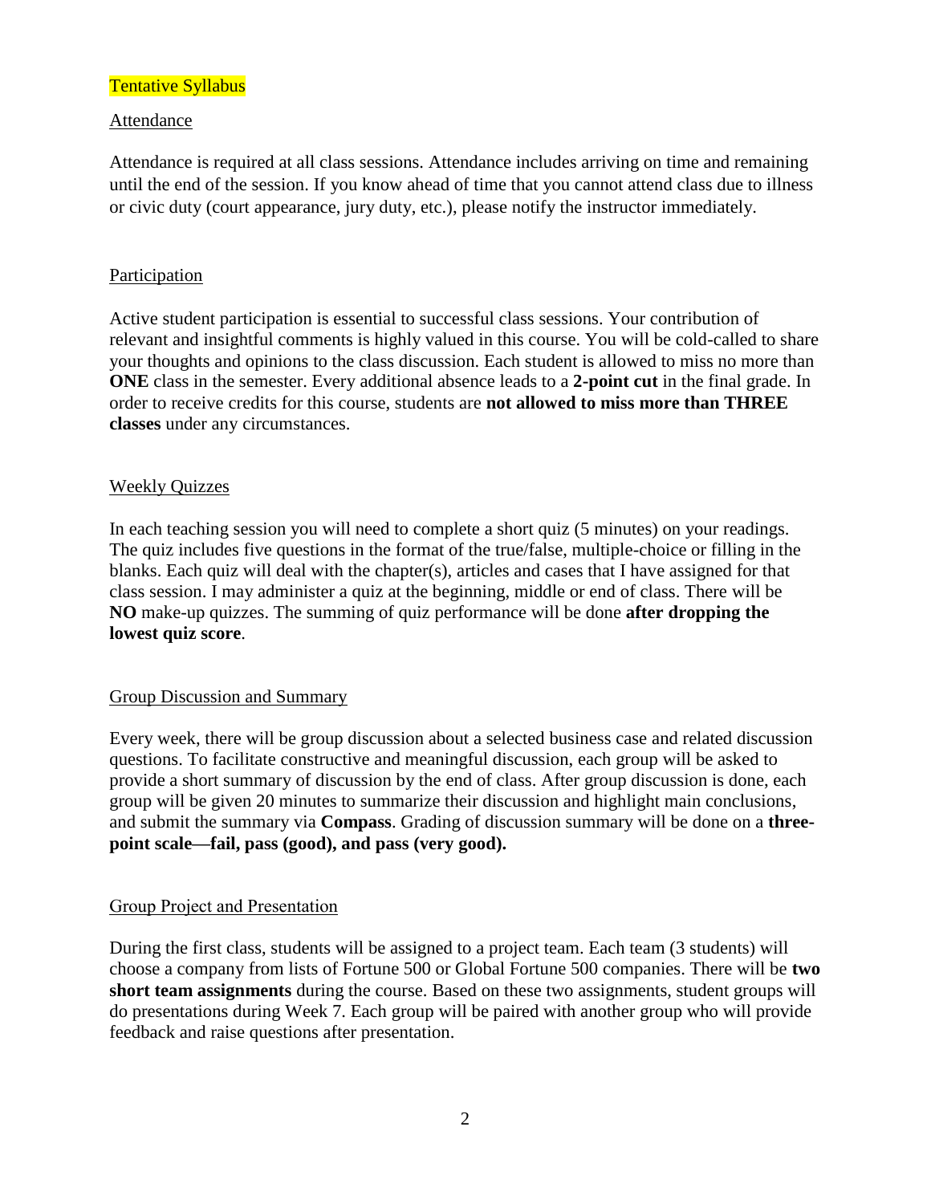Tentative Syllabus

## Attendance

Attendance is required at all class sessions. Attendance includes arriving on time and remaining until the end of the session. If you know ahead of time that you cannot attend class due to illness or civic duty (court appearance, jury duty, etc.), please notify the instructor immediately.

## Participation

Active student participation is essential to successful class sessions. Your contribution of relevant and insightful comments is highly valued in this course. You will be cold-called to share your thoughts and opinions to the class discussion. Each student is allowed to miss no more than **ONE** class in the semester. Every additional absence leads to a **2-point cut** in the final grade. In order to receive credits for this course, students are **not allowed to miss more than THREE classes** under any circumstances.

## Weekly Quizzes

In each teaching session you will need to complete a short quiz (5 minutes) on your readings. The quiz includes five questions in the format of the true/false, multiple-choice or filling in the blanks. Each quiz will deal with the chapter(s), articles and cases that I have assigned for that class session. I may administer a quiz at the beginning, middle or end of class. There will be **NO** make-up quizzes. The summing of quiz performance will be done **after dropping the lowest quiz score**.

## Group Discussion and Summary

Every week, there will be group discussion about a selected business case and related discussion questions. To facilitate constructive and meaningful discussion, each group will be asked to provide a short summary of discussion by the end of class. After group discussion is done, each group will be given 20 minutes to summarize their discussion and highlight main conclusions, and submit the summary via **Compass**. Grading of discussion summary will be done on a **three-point scale—fail, pass (good), and pass (very good).**

## Group Project and Presentation

During the first class, students will be assigned to a project team. Each team (3 students) will choose a company from lists of Fortune 500 or Global Fortune 500 companies. There will be **two short team assignments** during the course. Based on these two assignments, student groups will do presentations during Week 7. Each group will be paired with another group who will provide feedback and raise questions after presentation.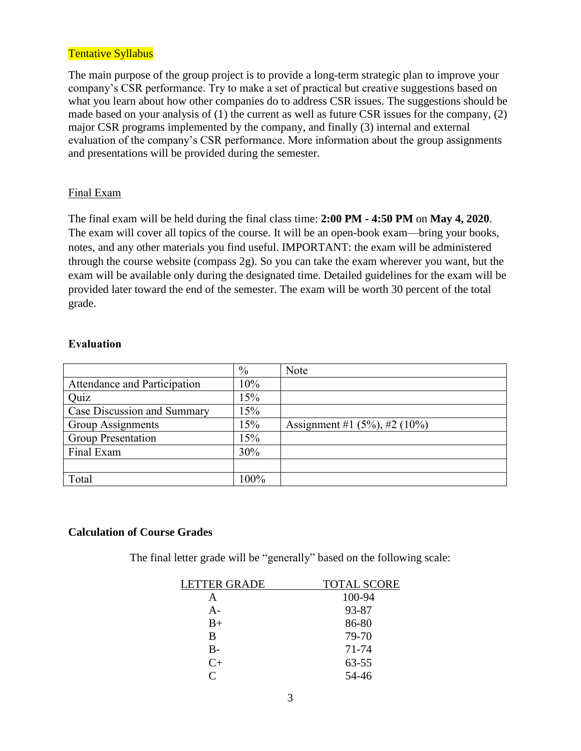Tentative Syllabus

The main purpose of the group project is to provide a long-term strategic plan to improve your company's CSR performance. Try to make a set of practical but creative suggestions based on what you learn about how other companies do to address CSR issues. The suggestions should be made based on your analysis of (1) the current as well as future CSR issues for the company, (2) major CSR programs implemented by the company, and finally (3) internal and external evaluation of the company's CSR performance. More information about the group assignments and presentations will be provided during the semester.

Final Exam

The final exam will be held during the final class time: **2:00 PM - 4:50 PM** on **May 4, 2020**. The exam will cover all topics of the course. It will be an open-book exam—bring your books, notes, and any other materials you find useful. IMPORTANT: the exam will be administered through the course website (compass 2g). So you can take the exam wherever you want, but the exam will be available only during the designated time. Detailed guidelines for the exam will be provided later toward the end of the semester. The exam will be worth 30 percent of the total grade.

**Evaluation**

| | % | Note |
|---|---|---|
| Attendance and Participation | 10% | |
| Quiz | 15% | |
| Case Discussion and Summary | 15% | |
| Group Assignments | 15% | Assignment #1 (5%), #2 (10%) |
| Group Presentation | 15% | |
| Final Exam | 30% | |
| | | |
| Total | 100% | |

**Calculation of Course Grades**

The final letter grade will be "generally" based on the following scale:

| LETTER GRADE | TOTAL SCORE |
|---|---|
| A | 100-94 |
| A- | 93-87 |
| B+ | 86-80 |
| B | 79-70 |
| B- | 71-74 |
| C+ | 63-55 |
| C | 54-46 |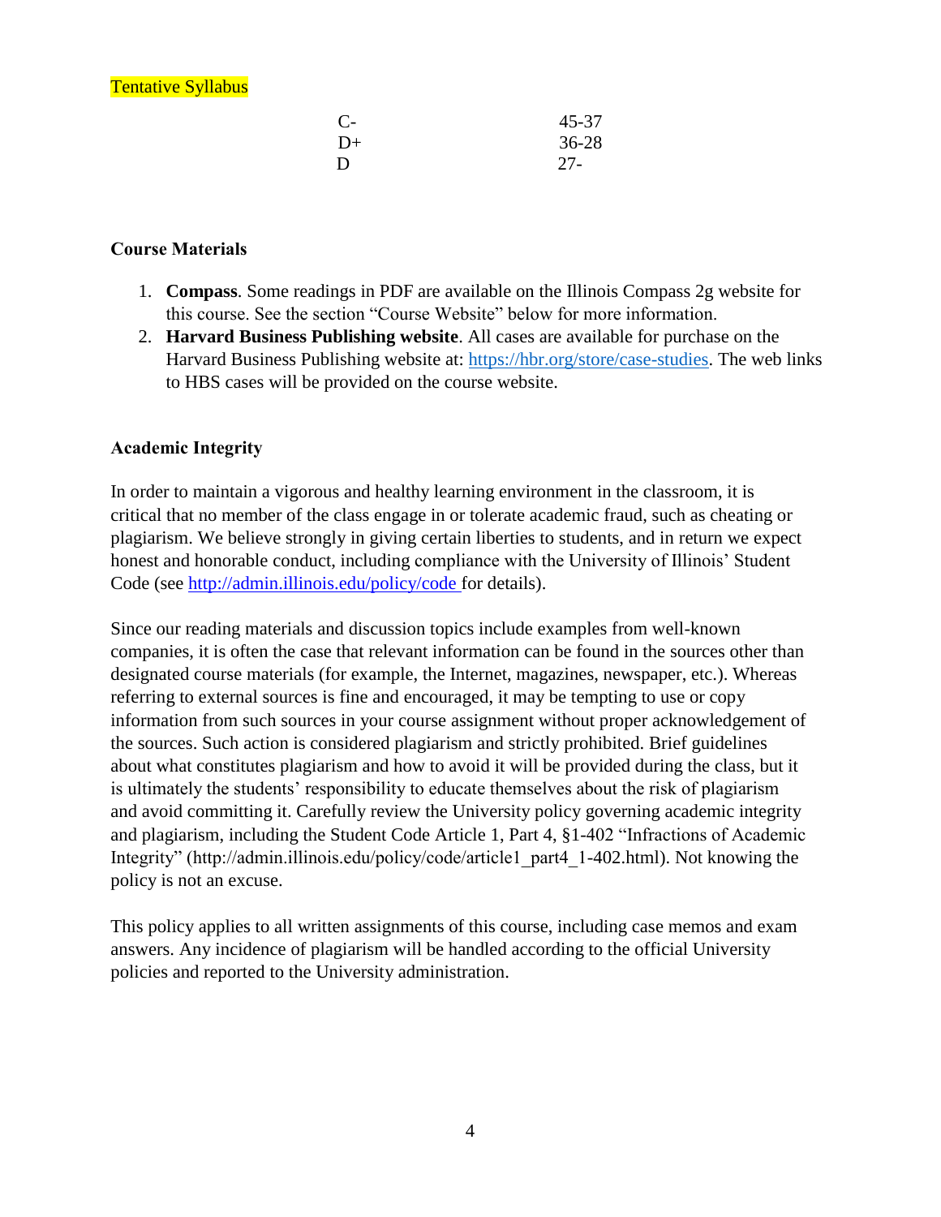Tentative Syllabus

| | |
|---|---|
| C- | 45-37 |
| D+ | 36-28 |
| D | 27- |

**Course Materials**

1. **Compass**. Some readings in PDF are available on the Illinois Compass 2g website for this course. See the section "Course Website" below for more information.
2. **Harvard Business Publishing website**. All cases are available for purchase on the Harvard Business Publishing website at: https://hbr.org/store/case-studies. The web links to HBS cases will be provided on the course website.

**Academic Integrity**

In order to maintain a vigorous and healthy learning environment in the classroom, it is critical that no member of the class engage in or tolerate academic fraud, such as cheating or plagiarism. We believe strongly in giving certain liberties to students, and in return we expect honest and honorable conduct, including compliance with the University of Illinois' Student Code (see http://admin.illinois.edu/policy/code for details).

Since our reading materials and discussion topics include examples from well-known companies, it is often the case that relevant information can be found in the sources other than designated course materials (for example, the Internet, magazines, newspaper, etc.). Whereas referring to external sources is fine and encouraged, it may be tempting to use or copy information from such sources in your course assignment without proper acknowledgement of the sources. Such action is considered plagiarism and strictly prohibited. Brief guidelines about what constitutes plagiarism and how to avoid it will be provided during the class, but it is ultimately the students' responsibility to educate themselves about the risk of plagiarism and avoid committing it. Carefully review the University policy governing academic integrity and plagiarism, including the Student Code Article 1, Part 4, §1-402 "Infractions of Academic Integrity" (http://admin.illinois.edu/policy/code/article1_part4_1-402.html). Not knowing the policy is not an excuse.

This policy applies to all written assignments of this course, including case memos and exam answers. Any incidence of plagiarism will be handled according to the official University policies and reported to the University administration.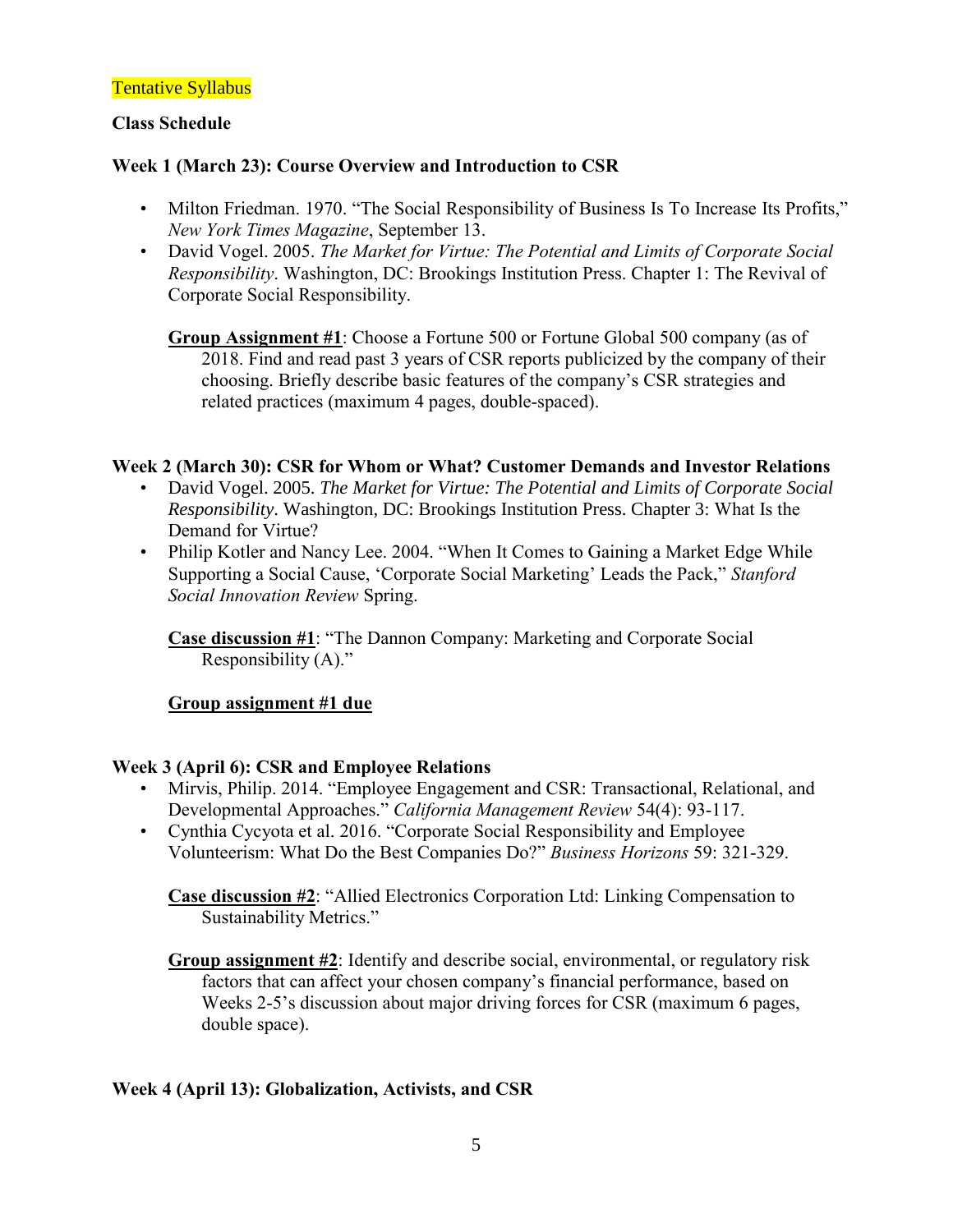Tentative Syllabus

**Class Schedule**

**Week 1 (March 23): Course Overview and Introduction to CSR**

- Milton Friedman. 1970. "The Social Responsibility of Business Is To Increase Its Profits," *New York Times Magazine*, September 13.
- David Vogel. 2005. *The Market for Virtue: The Potential and Limits of Corporate Social Responsibility*. Washington, DC: Brookings Institution Press. Chapter 1: The Revival of Corporate Social Responsibility.

  **<u>Group Assignment #1</u>**: Choose a Fortune 500 or Fortune Global 500 company (as of 2018. Find and read past 3 years of CSR reports publicized by the company of their choosing. Briefly describe basic features of the company's CSR strategies and related practices (maximum 4 pages, double-spaced).

**Week 2 (March 30): CSR for Whom or What? Customer Demands and Investor Relations**

- David Vogel. 2005. *The Market for Virtue: The Potential and Limits of Corporate Social Responsibility*. Washington, DC: Brookings Institution Press. Chapter 3: What Is the Demand for Virtue?
- Philip Kotler and Nancy Lee. 2004. "When It Comes to Gaining a Market Edge While Supporting a Social Cause, 'Corporate Social Marketing' Leads the Pack," *Stanford Social Innovation Review* Spring.

  **<u>Case discussion #1</u>**: "The Dannon Company: Marketing and Corporate Social Responsibility (A)."

  **<u>Group assignment #1 due</u>**

**Week 3 (April 6): CSR and Employee Relations**

- Mirvis, Philip. 2014. "Employee Engagement and CSR: Transactional, Relational, and Developmental Approaches." *California Management Review* 54(4): 93-117.
- Cynthia Cycyota et al. 2016. "Corporate Social Responsibility and Employee Volunteerism: What Do the Best Companies Do?" *Business Horizons* 59: 321-329.

  **<u>Case discussion #2</u>**: "Allied Electronics Corporation Ltd: Linking Compensation to Sustainability Metrics."

  **<u>Group assignment #2</u>**: Identify and describe social, environmental, or regulatory risk factors that can affect your chosen company's financial performance, based on Weeks 2-5's discussion about major driving forces for CSR (maximum 6 pages, double space).

**Week 4 (April 13): Globalization, Activists, and CSR**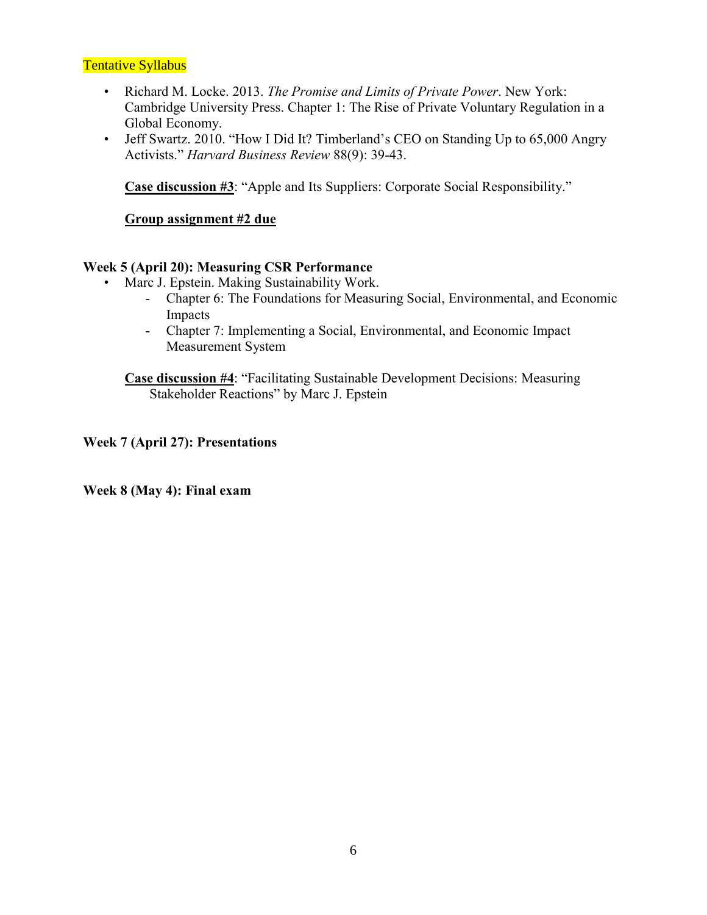Tentative Syllabus

- Richard M. Locke. 2013. *The Promise and Limits of Private Power*. New York: Cambridge University Press. Chapter 1: The Rise of Private Voluntary Regulation in a Global Economy.
- Jeff Swartz. 2010. "How I Did It? Timberland's CEO on Standing Up to 65,000 Angry Activists." *Harvard Business Review* 88(9): 39-43.

  **Case discussion #3**: "Apple and Its Suppliers: Corporate Social Responsibility."

  **Group assignment #2 due**

**Week 5 (April 20): Measuring CSR Performance**

- Marc J. Epstein. Making Sustainability Work.
  - Chapter 6: The Foundations for Measuring Social, Environmental, and Economic Impacts
  - Chapter 7: Implementing a Social, Environmental, and Economic Impact Measurement System

  **Case discussion #4**: "Facilitating Sustainable Development Decisions: Measuring Stakeholder Reactions" by Marc J. Epstein

**Week 7 (April 27): Presentations**

**Week 8 (May 4): Final exam**